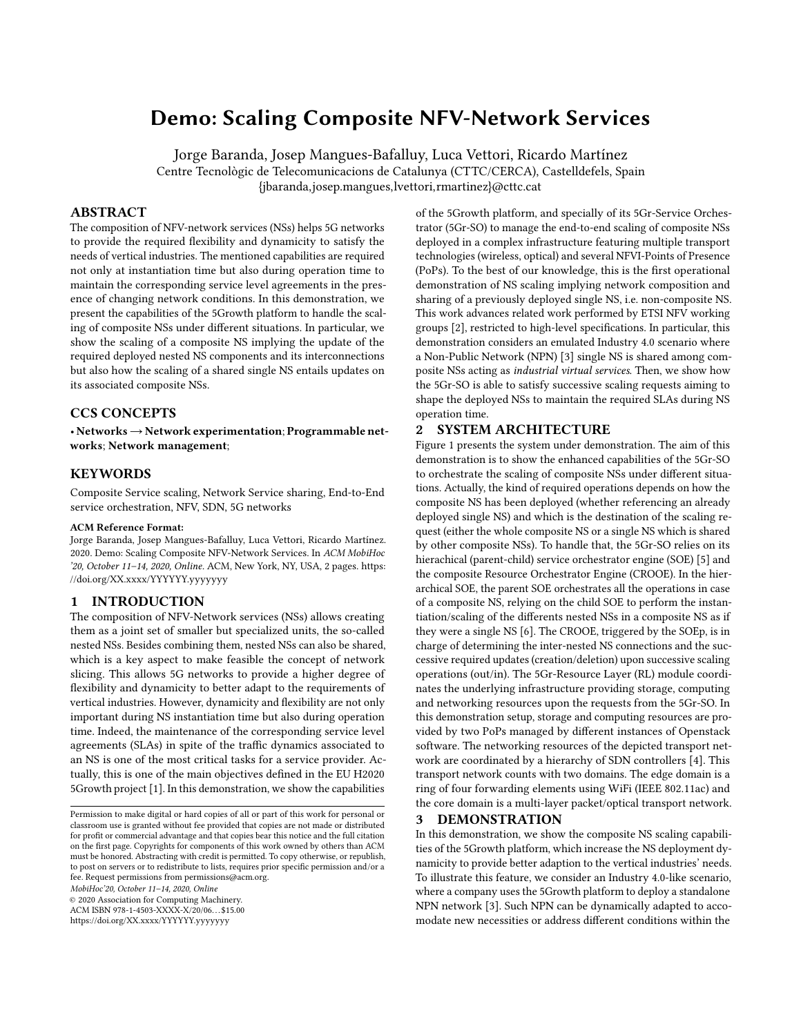# Demo: Scaling Composite NFV-Network Services

Jorge Baranda, Josep Mangues-Bafalluy, Luca Vettori, Ricardo Martínez
Centre Tecnològic de Telecomunicacions de Catalunya (CTTC/CERCA), Castelldefels, Spain
{jbaranda,josep.mangues,lvettori,rmartinez}@cttc.cat

## ABSTRACT

The composition of NFV-network services (NSs) helps 5G networks to provide the required flexibility and dynamicity to satisfy the needs of vertical industries. The mentioned capabilities are required not only at instantiation time but also during operation time to maintain the corresponding service level agreements in the presence of changing network conditions. In this demonstration, we present the capabilities of the 5Growth platform to handle the scaling of composite NSs under different situations. In particular, we show the scaling of a composite NS implying the update of the required deployed nested NS components and its interconnections but also how the scaling of a shared single NS entails updates on its associated composite NSs.

## CCS CONCEPTS

• **Networks → Network experimentation**; **Programmable networks**; **Network management**;

## KEYWORDS

Composite Service scaling, Network Service sharing, End-to-End service orchestration, NFV, SDN, 5G networks

**ACM Reference Format:**
Jorge Baranda, Josep Mangues-Bafalluy, Luca Vettori, Ricardo Martínez. 2020. Demo: Scaling Composite NFV-Network Services. In *ACM MobiHoc '20, October 11–14, 2020, Online.* ACM, New York, NY, USA, 2 pages. https://doi.org/XX.xxxx/YYYYYY.yyyyyyy

## 1 INTRODUCTION

The composition of NFV-Network services (NSs) allows creating them as a joint set of smaller but specialized units, the so-called nested NSs. Besides combining them, nested NSs can also be shared, which is a key aspect to make feasible the concept of network slicing. This allows 5G networks to provide a higher degree of flexibility and dynamicity to better adapt to the requirements of vertical industries. However, dynamicity and flexibility are not only important during NS instantiation time but also during operation time. Indeed, the maintenance of the corresponding service level agreements (SLAs) in spite of the traffic dynamics associated to an NS is one of the most critical tasks for a service provider. Actually, this is one of the main objectives defined in the EU H2020 5Growth project [1]. In this demonstration, we show the capabilities of the 5Growth platform, and specially of its 5Gr-Service Orchestrator (5Gr-SO) to manage the end-to-end scaling of composite NSs deployed in a complex infrastructure featuring multiple transport technologies (wireless, optical) and several NFVI-Points of Presence (PoPs). To the best of our knowledge, this is the first operational demonstration of NS scaling implying network composition and sharing of a previously deployed single NS, i.e. non-composite NS. This work advances related work performed by ETSI NFV working groups [2], restricted to high-level specifications. In particular, this demonstration considers an emulated Industry 4.0 scenario where a Non-Public Network (NPN) [3] single NS is shared among composite NSs acting as *industrial virtual services*. Then, we show how the 5Gr-SO is able to satisfy successive scaling requests aiming to shape the deployed NSs to maintain the required SLAs during NS operation time.

Permission to make digital or hard copies of all or part of this work for personal or classroom use is granted without fee provided that copies are not made or distributed for profit or commercial advantage and that copies bear this notice and the full citation on the first page. Copyrights for components of this work owned by others than ACM must be honored. Abstracting with credit is permitted. To copy otherwise, or republish, to post on servers or to redistribute to lists, requires prior specific permission and/or a fee. Request permissions from permissions@acm.org.
*MobiHoc'20, October 11–14, 2020, Online*
© 2020 Association for Computing Machinery.
ACM ISBN 978-1-4503-XXXX-X/20/06…$15.00
https://doi.org/XX.xxxx/YYYYYY.yyyyyyy

## 2 SYSTEM ARCHITECTURE

Figure 1 presents the system under demonstration. The aim of this demonstration is to show the enhanced capabilities of the 5Gr-SO to orchestrate the scaling of composite NSs under different situations. Actually, the kind of required operations depends on how the composite NS has been deployed (whether referencing an already deployed single NS) and which is the destination of the scaling request (either the whole composite NS or a single NS which is shared by other composite NSs). To handle that, the 5Gr-SO relies on its hierachical (parent-child) service orchestrator engine (SOE) [5] and the composite Resource Orchestrator Engine (CROOE). In the hierarchical SOE, the parent SOE orchestrates all the operations in case of a composite NS, relying on the child SOE to perform the instantiation/scaling of the differents nested NSs in a composite NS as if they were a single NS [6]. The CROOE, triggered by the SOEp, is in charge of determining the inter-nested NS connections and the successive required updates (creation/deletion) upon successive scaling operations (out/in). The 5Gr-Resource Layer (RL) module coordinates the underlying infrastructure providing storage, computing and networking resources upon the requests from the 5Gr-SO. In this demonstration setup, storage and computing resources are provided by two PoPs managed by different instances of Openstack software. The networking resources of the depicted transport network are coordinated by a hierarchy of SDN controllers [4]. This transport network counts with two domains. The edge domain is a ring of four forwarding elements using WiFi (IEEE 802.11ac) and the core domain is a multi-layer packet/optical transport network.

## 3 DEMONSTRATION

In this demonstration, we show the composite NS scaling capabilities of the 5Growth platform, which increase the NS deployment dynamicity to provide better adaption to the vertical industries' needs. To illustrate this feature, we consider an Industry 4.0-like scenario, where a company uses the 5Growth platform to deploy a standalone NPN network [3]. Such NPN can be dynamically adapted to accomodate new necessities or address different conditions within the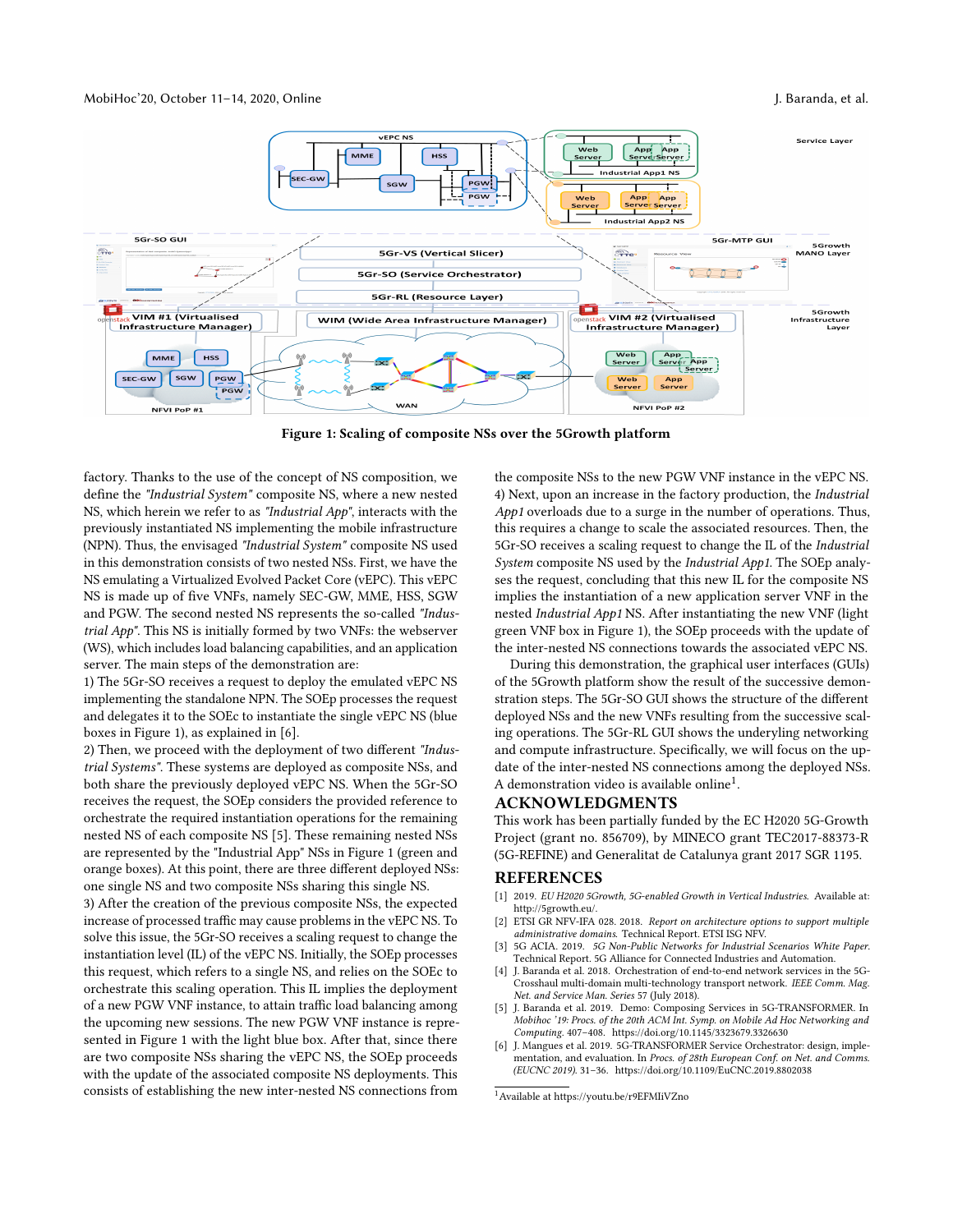Figure 1: Scaling of composite NSs over the 5Growth platform

factory. Thanks to the use of the concept of NS composition, we define the *"Industrial System"* composite NS, where a new nested NS, which herein we refer to as *"Industrial App"*, interacts with the previously instantiated NS implementing the mobile infrastructure (NPN). Thus, the envisaged *"Industrial System"* composite NS used in this demonstration consists of two nested NSs. First, we have the NS emulating a Virtualized Evolved Packet Core (vEPC). This vEPC NS is made up of five VNFs, namely SEC-GW, MME, HSS, SGW and PGW. The second nested NS represents the so-called *"Industrial App"*. This NS is initially formed by two VNFs: the webserver (WS), which includes load balancing capabilities, and an application server. The main steps of the demonstration are:

1) The 5Gr-SO receives a request to deploy the emulated vEPC NS implementing the standalone NPN. The SOEp processes the request and delegates it to the SOEc to instantiate the single vEPC NS (blue boxes in Figure 1), as explained in [6].

2) Then, we proceed with the deployment of two different *"Industrial Systems"*. These systems are deployed as composite NSs, and both share the previously deployed vEPC NS. When the 5Gr-SO receives the request, the SOEp considers the provided reference to orchestrate the required instantiation operations for the remaining nested NS of each composite NS [5]. These remaining nested NSs are represented by the "Industrial App" NSs in Figure 1 (green and orange boxes). At this point, there are three different deployed NSs: one single NS and two composite NSs sharing this single NS.

3) After the creation of the previous composite NSs, the expected increase of processed traffic may cause problems in the vEPC NS. To solve this issue, the 5Gr-SO receives a scaling request to change the instantiation level (IL) of the vEPC NS. Initially, the SOEp processes this request, which refers to a single NS, and relies on the SOEc to orchestrate this scaling operation. This IL implies the deployment of a new PGW VNF instance, to attain traffic load balancing among the upcoming new sessions. The new PGW VNF instance is represented in Figure 1 with the light blue box. After that, since there are two composite NSs sharing the vEPC NS, the SOEp proceeds with the update of the associated composite NS deployments. This consists of establishing the new inter-nested NS connections from the composite NSs to the new PGW VNF instance in the vEPC NS.

4) Next, upon an increase in the factory production, the *Industrial App1* overloads due to a surge in the number of operations. Thus, this requires a change to scale the associated resources. Then, the 5Gr-SO receives a scaling request to change the IL of the *Industrial System* composite NS used by the *Industrial App1*. The SOEp analyses the request, concluding that this new IL for the composite NS implies the instantiation of a new application server VNF in the nested *Industrial App1* NS. After instantiating the new VNF (light green VNF box in Figure 1), the SOEp proceeds with the update of the inter-nested NS connections towards the associated vEPC NS.

During this demonstration, the graphical user interfaces (GUIs) of the 5Growth platform show the result of the successive demonstration steps. The 5Gr-SO GUI shows the structure of the different deployed NSs and the new VNFs resulting from the successive scaling operations. The 5Gr-RL GUI shows the underlying networking and compute infrastructure. Specifically, we will focus on the update of the inter-nested NS connections among the deployed NSs. A demonstration video is available online[1].

## ACKNOWLEDGMENTS

This work has been partially funded by the EC H2020 5G-Growth Project (grant no. 856709), by MINECO grant TEC2017-88373-R (5G-REFINE) and Generalitat de Catalunya grant 2017 SGR 1195.

## REFERENCES

[1] 2019. *EU H2020 5Growth, 5G-enabled Growth in Vertical Industries.* Available at: http://5growth.eu/.

[2] ETSI GR NFV-IFA 028. 2018. *Report on architecture options to support multiple administrative domains.* Technical Report. ETSI ISG NFV.

[3] 5G ACIA. 2019. *5G Non-Public Networks for Industrial Scenarios White Paper.* Technical Report. 5G Alliance for Connected Industries and Automation.

[4] J. Baranda et al. 2018. Orchestration of end-to-end network services in the 5G-Crosshaul multi-domain multi-technology transport network. *IEEE Comm. Mag. Net. and Service Man. Series* 57 (July 2018).

[5] J. Baranda et al. 2019. Demo: Composing Services in 5G-TRANSFORMER. In *Mobihoc '19: Procs. of the 20th ACM Int. Symp. on Mobile Ad Hoc Networking and Computing.* 407–408. https://doi.org/10.1145/3323679.3326630

[6] J. Mangues et al. 2019. 5G-TRANSFORMER Service Orchestrator: design, implementation, and evaluation. In *Procs. of 28th European Conf. on Net. and Comms. (EUCNC 2019).* 31–36. https://doi.org/10.1109/EuCNC.2019.8802038

[1] Available at https://youtu.be/r9EFMIiVZno